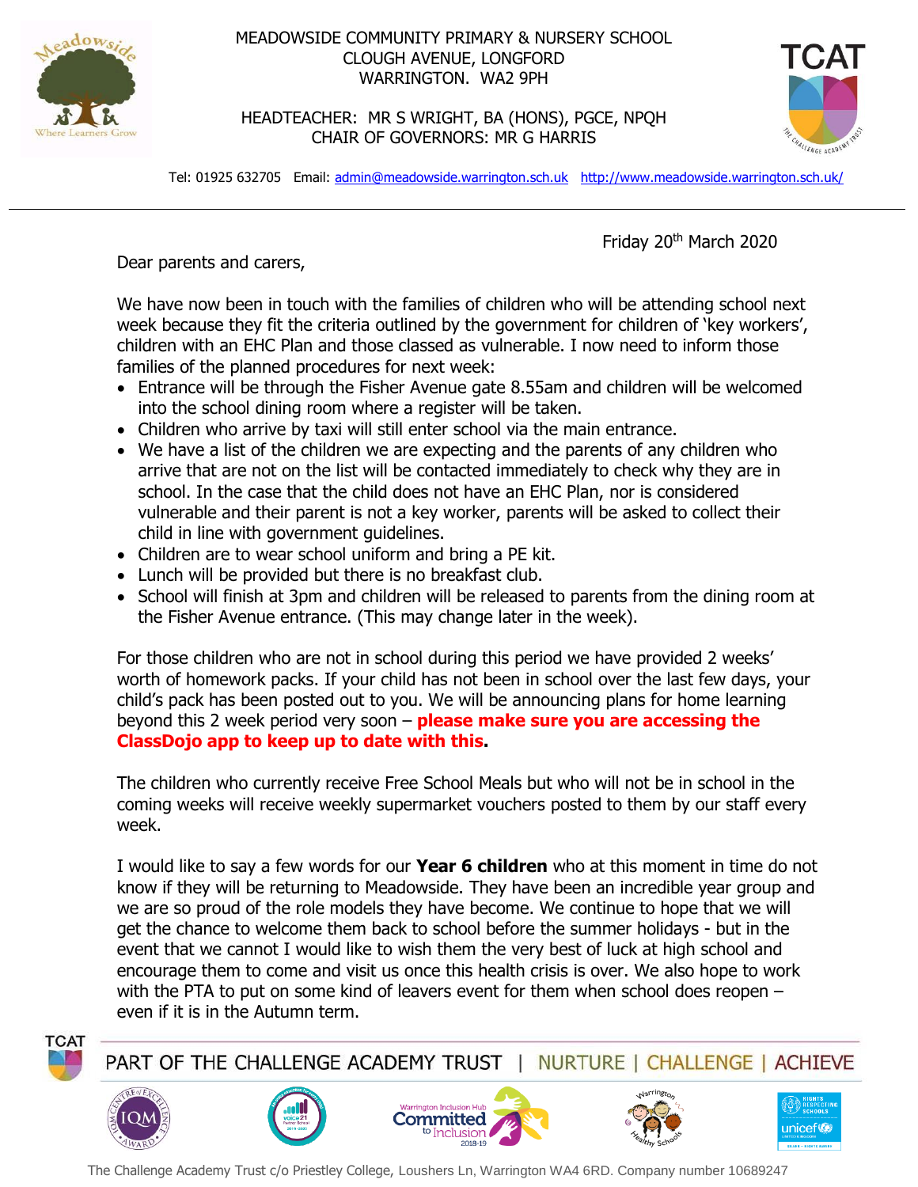MEADOWSIDE COMMUNITY PRIMARY & NURSERY SCHOOL
CLOUGH AVENUE, LONGFORD
WARRINGTON. WA2 9PH

HEADTEACHER: MR S WRIGHT, BA (HONS), PGCE, NPQH
CHAIR OF GOVERNORS: MR G HARRIS

Tel: 01925 632705 Email: admin@meadowside.warrington.sch.uk http://www.meadowside.warrington.sch.uk/

---

Friday 20th March 2020

Dear parents and carers,

We have now been in touch with the families of children who will be attending school next week because they fit the criteria outlined by the government for children of 'key workers', children with an EHC Plan and those classed as vulnerable. I now need to inform those families of the planned procedures for next week:

- Entrance will be through the Fisher Avenue gate 8.55am and children will be welcomed into the school dining room where a register will be taken.
- Children who arrive by taxi will still enter school via the main entrance.
- We have a list of the children we are expecting and the parents of any children who arrive that are not on the list will be contacted immediately to check why they are in school. In the case that the child does not have an EHC Plan, nor is considered vulnerable and their parent is not a key worker, parents will be asked to collect their child in line with government guidelines.
- Children are to wear school uniform and bring a PE kit.
- Lunch will be provided but there is no breakfast club.
- School will finish at 3pm and children will be released to parents from the dining room at the Fisher Avenue entrance. (This may change later in the week).

For those children who are not in school during this period we have provided 2 weeks' worth of homework packs. If your child has not been in school over the last few days, your child's pack has been posted out to you. We will be announcing plans for home learning beyond this 2 week period very soon – **please make sure you are accessing the ClassDojo app to keep up to date with this**.

The children who currently receive Free School Meals but who will not be in school in the coming weeks will receive weekly supermarket vouchers posted to them by our staff every week.

I would like to say a few words for our **Year 6 children** who at this moment in time do not know if they will be returning to Meadowside. They have been an incredible year group and we are so proud of the role models they have become. We continue to hope that we will get the chance to welcome them back to school before the summer holidays - but in the event that we cannot I would like to wish them the very best of luck at high school and encourage them to come and visit us once this health crisis is over. We also hope to work with the PTA to put on some kind of leavers event for them when school does reopen – even if it is in the Autumn term.

PART OF THE CHALLENGE ACADEMY TRUST | NURTURE | CHALLENGE | ACHIEVE

The Challenge Academy Trust c/o Priestley College, Loushers Ln, Warrington WA4 6RD. Company number 10689247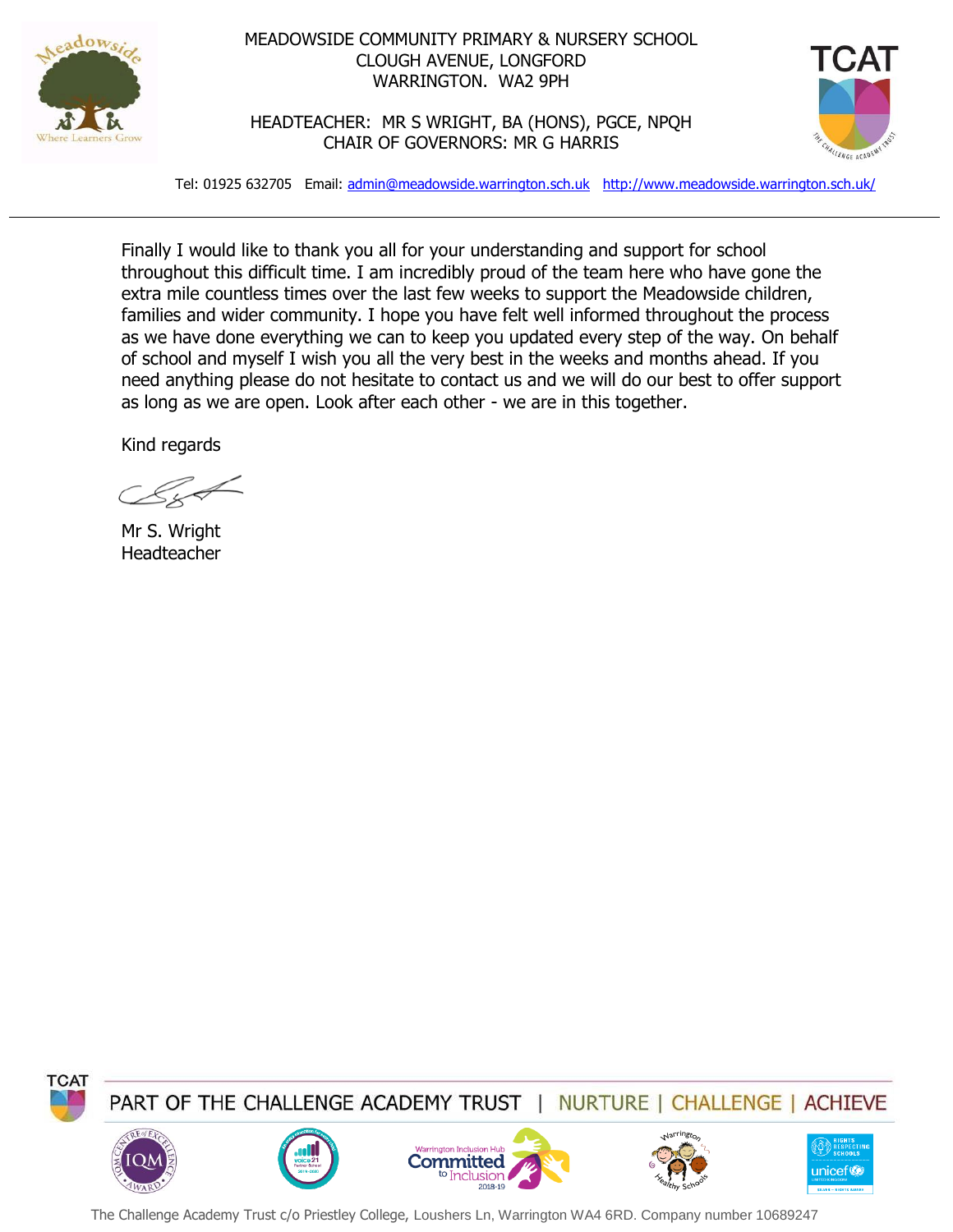MEADOWSIDE COMMUNITY PRIMARY & NURSERY SCHOOL
CLOUGH AVENUE, LONGFORD
WARRINGTON. WA2 9PH

HEADTEACHER: MR S WRIGHT, BA (HONS), PGCE, NPQH
CHAIR OF GOVERNORS: MR G HARRIS

Tel: 01925 632705 Email: admin@meadowside.warrington.sch.uk http://www.meadowside.warrington.sch.uk/

---

Finally I would like to thank you all for your understanding and support for school throughout this difficult time. I am incredibly proud of the team here who have gone the extra mile countless times over the last few weeks to support the Meadowside children, families and wider community. I hope you have felt well informed throughout the process as we have done everything we can to keep you updated every step of the way. On behalf of school and myself I wish you all the very best in the weeks and months ahead. If you need anything please do not hesitate to contact us and we will do our best to offer support as long as we are open. Look after each other - we are in this together.

Kind regards

Mr S. Wright
Headteacher

PART OF THE CHALLENGE ACADEMY TRUST | NURTURE | CHALLENGE | ACHIEVE

The Challenge Academy Trust c/o Priestley College, Loushers Ln, Warrington WA4 6RD. Company number 10689247